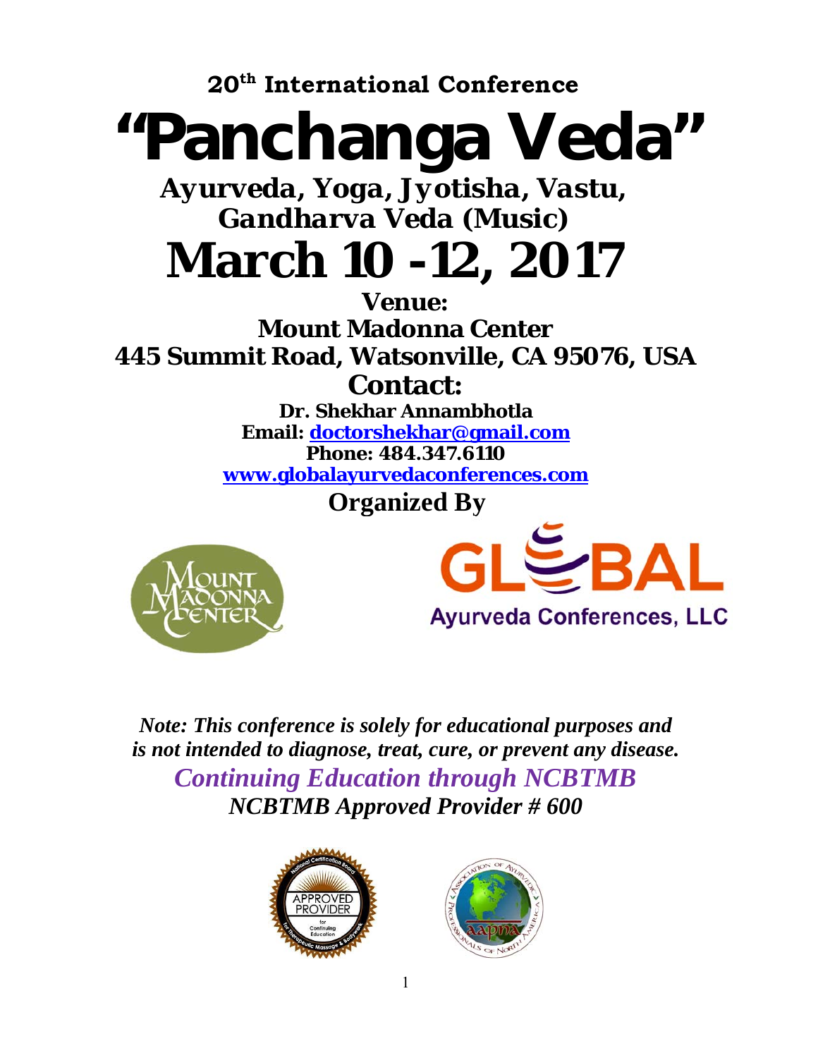**20th International Conference**

# "Panchanga Veda"

## *Ayurveda, Yoga, Jyotisha, Vastu, Gandharva Veda (Music)*

# March 10 -12, 2017

**Venue:**

**Mount Madonna Center**

**445 Summit Road, Watsonville, CA 95076, USA**

**Contact:**

**Dr. Shekhar Annambhotla**

**Email: doctorshekhar@gmail.com**

**Phone: 484.347.6110**

**www.globalayurvedaconferences.com**

**Organized By**

Mount Madonna Center

Global Ayurveda Conferences, LLC

***Note: This conference is solely for educational purposes and is not intended to diagnose, treat, cure, or prevent any disease.***

***Continuing Education through NCBTMB***

***NCBTMB Approved Provider # 600***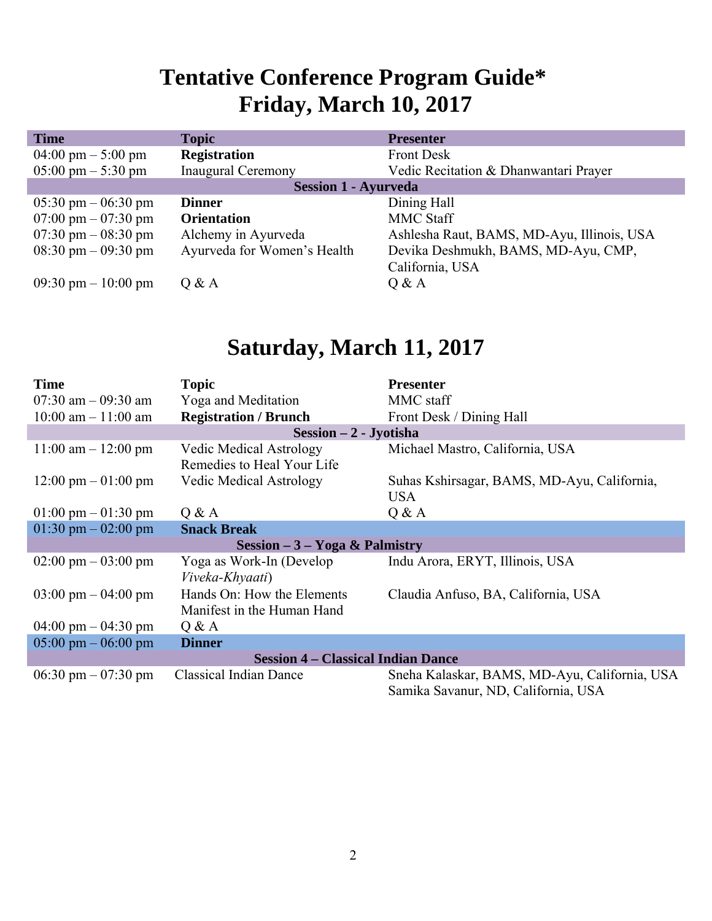# Tentative Conference Program Guide*
# Friday, March 10, 2017

| Time | Topic | Presenter |
|---|---|---|
| 04:00 pm – 5:00 pm | **Registration** | Front Desk |
| 05:00 pm – 5:30 pm | Inaugural Ceremony | Vedic Recitation & Dhanwantari Prayer |
| | **Session 1 - Ayurveda** | |
| 05:30 pm – 06:30 pm | **Dinner** | Dining Hall |
| 07:00 pm – 07:30 pm | **Orientation** | MMC Staff |
| 07:30 pm – 08:30 pm | Alchemy in Ayurveda | Ashlesha Raut, BAMS, MD-Ayu, Illinois, USA |
| 08:30 pm – 09:30 pm | Ayurveda for Women's Health | Devika Deshmukh, BAMS, MD-Ayu, CMP, California, USA |
| 09:30 pm – 10:00 pm | Q & A | Q & A |

# Saturday, March 11, 2017

| Time | Topic | Presenter |
|---|---|---|
| 07:30 am – 09:30 am | Yoga and Meditation | MMC staff |
| 10:00 am – 11:00 am | **Registration / Brunch** | Front Desk / Dining Hall |
| | **Session – 2 - Jyotisha** | |
| 11:00 am – 12:00 pm | Vedic Medical Astrology Remedies to Heal Your Life | Michael Mastro, California, USA |
| 12:00 pm – 01:00 pm | Vedic Medical Astrology | Suhas Kshirsagar, BAMS, MD-Ayu, California, USA |
| 01:00 pm – 01:30 pm | Q & A | Q & A |
| 01:30 pm – 02:00 pm | **Snack Break** | |
| | **Session – 3 – Yoga & Palmistry** | |
| 02:00 pm – 03:00 pm | Yoga as Work-In (Develop *Viveka-Khyaati*) | Indu Arora, ERYT, Illinois, USA |
| 03:00 pm – 04:00 pm | Hands On: How the Elements Manifest in the Human Hand | Claudia Anfuso, BA, California, USA |
| 04:00 pm – 04:30 pm | Q & A | |
| 05:00 pm – 06:00 pm | **Dinner** | |
| | **Session 4 – Classical Indian Dance** | |
| 06:30 pm – 07:30 pm | Classical Indian Dance | Sneha Kalaskar, BAMS, MD-Ayu, California, USA<br>Samika Savanur, ND, California, USA |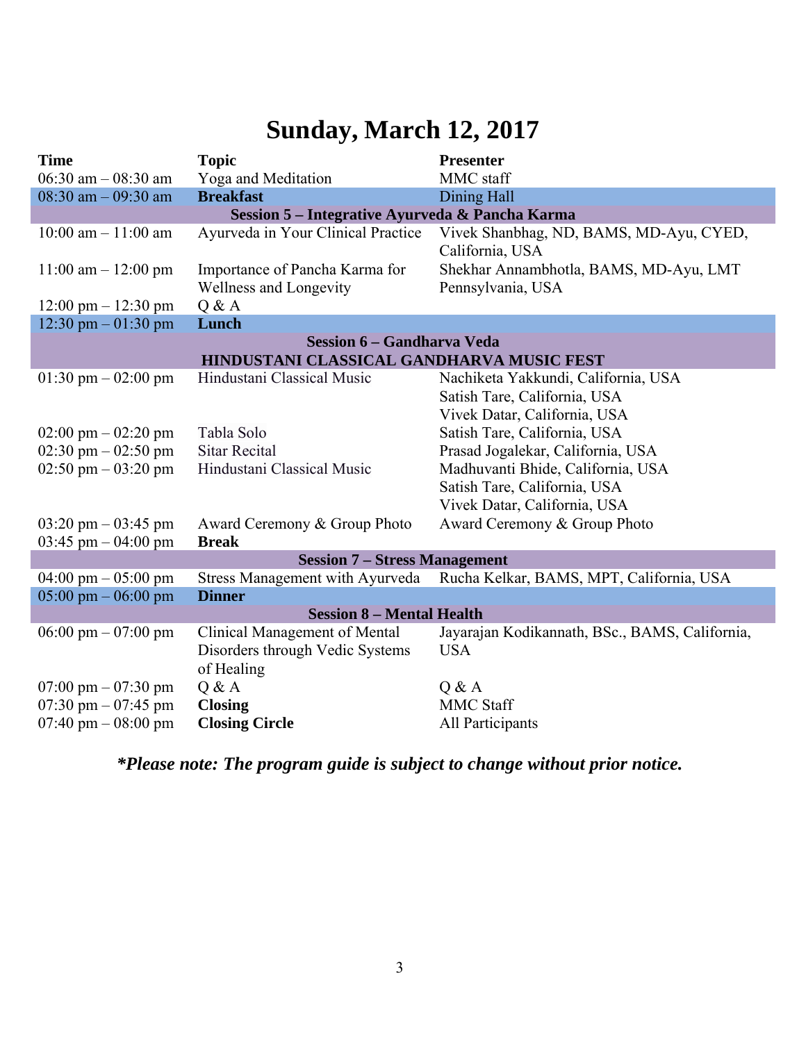# Sunday, March 12, 2017

| Time | Topic | Presenter |
|---|---|---|
| 06:30 am – 08:30 am | Yoga and Meditation | MMC staff |
| 08:30 am – 09:30 am | **Breakfast** | Dining Hall |
| | **Session 5 – Integrative Ayurveda & Pancha Karma** | |
| 10:00 am – 11:00 am | Ayurveda in Your Clinical Practice | Vivek Shanbhag, ND, BAMS, MD-Ayu, CYED, California, USA |
| 11:00 am – 12:00 pm | Importance of Pancha Karma for Wellness and Longevity | Shekhar Annambhotla, BAMS, MD-Ayu, LMT Pennsylvania, USA |
| 12:00 pm – 12:30 pm | Q & A | |
| 12:30 pm – 01:30 pm | **Lunch** | |
| | **Session 6 – Gandharva Veda**<br>**HINDUSTANI CLASSICAL GANDHARVA MUSIC FEST** | |
| 01:30 pm – 02:00 pm | Hindustani Classical Music | Nachiketa Yakkundi, California, USA<br>Satish Tare, California, USA<br>Vivek Datar, California, USA |
| 02:00 pm – 02:20 pm | Tabla Solo | Satish Tare, California, USA |
| 02:30 pm – 02:50 pm | Sitar Recital | Prasad Jogalekar, California, USA |
| 02:50 pm – 03:20 pm | Hindustani Classical Music | Madhuvanti Bhide, California, USA<br>Satish Tare, California, USA<br>Vivek Datar, California, USA |
| 03:20 pm – 03:45 pm | Award Ceremony & Group Photo | Award Ceremony & Group Photo |
| 03:45 pm – 04:00 pm | **Break** | |
| | **Session 7 – Stress Management** | |
| 04:00 pm – 05:00 pm | Stress Management with Ayurveda | Rucha Kelkar, BAMS, MPT, California, USA |
| 05:00 pm – 06:00 pm | **Dinner** | |
| | **Session 8 – Mental Health** | |
| 06:00 pm – 07:00 pm | Clinical Management of Mental Disorders through Vedic Systems of Healing | Jayarajan Kodikannath, BSc., BAMS, California, USA |
| 07:00 pm – 07:30 pm | Q & A | Q & A |
| 07:30 pm – 07:45 pm | **Closing** | MMC Staff |
| 07:40 pm – 08:00 pm | **Closing Circle** | All Participants |

***Please note: The program guide is subject to change without prior notice.***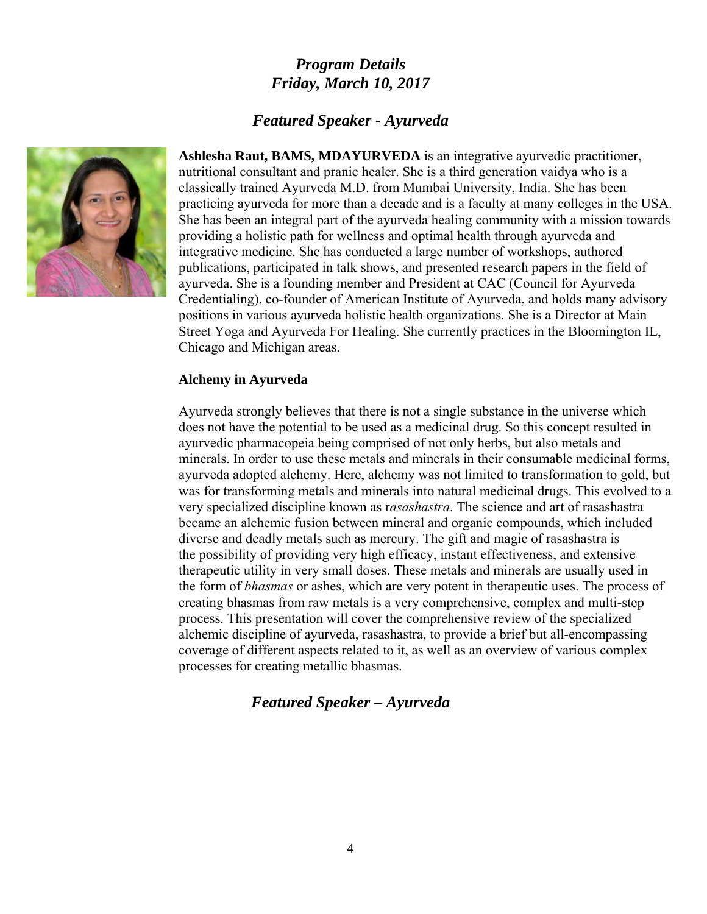## *Program Details*
## *Friday, March 10, 2017*

### *Featured Speaker - Ayurveda*

**Ashlesha Raut, BAMS, MDAYURVEDA** is an integrative ayurvedic practitioner, nutritional consultant and pranic healer. She is a third generation vaidya who is a classically trained Ayurveda M.D. from Mumbai University, India. She has been practicing ayurveda for more than a decade and is a faculty at many colleges in the USA. She has been an integral part of the ayurveda healing community with a mission towards providing a holistic path for wellness and optimal health through ayurveda and integrative medicine. She has conducted a large number of workshops, authored publications, participated in talk shows, and presented research papers in the field of ayurveda. She is a founding member and President at CAC (Council for Ayurveda Credentialing), co-founder of American Institute of Ayurveda, and holds many advisory positions in various ayurveda holistic health organizations. She is a Director at Main Street Yoga and Ayurveda For Healing. She currently practices in the Bloomington IL, Chicago and Michigan areas.

**Alchemy in Ayurveda**

Ayurveda strongly believes that there is not a single substance in the universe which does not have the potential to be used as a medicinal drug. So this concept resulted in ayurvedic pharmacopeia being comprised of not only herbs, but also metals and minerals. In order to use these metals and minerals in their consumable medicinal forms, ayurveda adopted alchemy. Here, alchemy was not limited to transformation to gold, but was for transforming metals and minerals into natural medicinal drugs. This evolved to a very specialized discipline known as r*asashastra*. The science and art of rasashastra became an alchemic fusion between mineral and organic compounds, which included diverse and deadly metals such as mercury. The gift and magic of rasashastra is the possibility of providing very high efficacy, instant effectiveness, and extensive therapeutic utility in very small doses. These metals and minerals are usually used in the form of *bhasmas* or ashes, which are very potent in therapeutic uses. The process of creating bhasmas from raw metals is a very comprehensive, complex and multi-step process. This presentation will cover the comprehensive review of the specialized alchemic discipline of ayurveda, rasashastra, to provide a brief but all-encompassing coverage of different aspects related to it, as well as an overview of various complex processes for creating metallic bhasmas.

### *Featured Speaker – Ayurveda*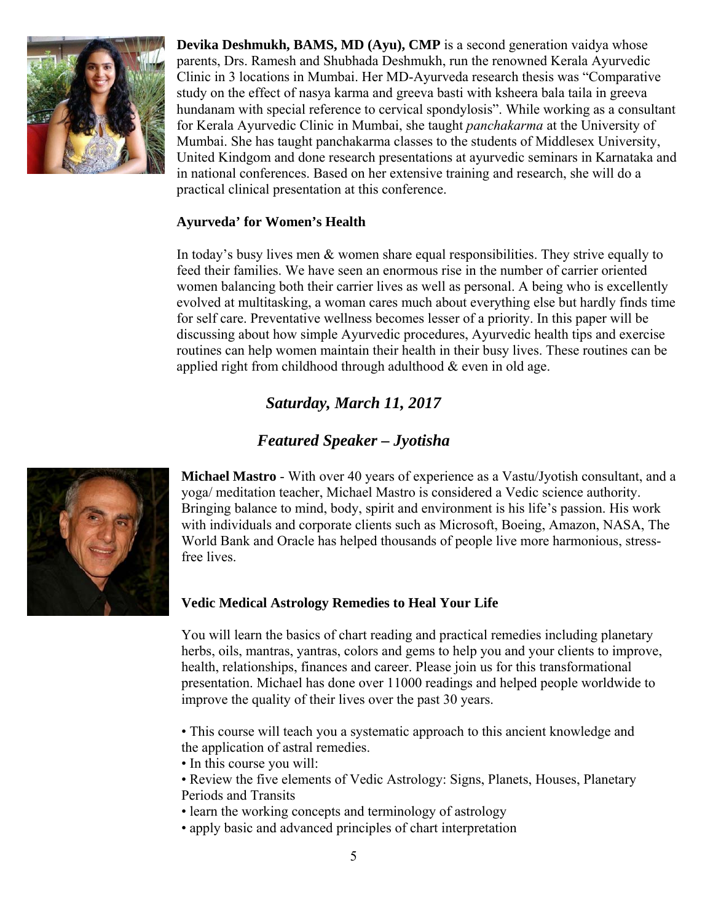**Devika Deshmukh, BAMS, MD (Ayu), CMP** is a second generation vaidya whose parents, Drs. Ramesh and Shubhada Deshmukh, run the renowned Kerala Ayurvedic Clinic in 3 locations in Mumbai. Her MD-Ayurveda research thesis was "Comparative study on the effect of nasya karma and greeva basti with ksheera bala taila in greeva hundanam with special reference to cervical spondylosis". While working as a consultant for Kerala Ayurvedic Clinic in Mumbai, she taught *panchakarma* at the University of Mumbai. She has taught panchakarma classes to the students of Middlesex University, United Kindgom and done research presentations at ayurvedic seminars in Karnataka and in national conferences. Based on her extensive training and research, she will do a practical clinical presentation at this conference.

**Ayurveda' for Women's Health**

In today's busy lives men & women share equal responsibilities. They strive equally to feed their families. We have seen an enormous rise in the number of carrier oriented women balancing both their carrier lives as well as personal. A being who is excellently evolved at multitasking, a woman cares much about everything else but hardly finds time for self care. Preventative wellness becomes lesser of a priority. In this paper will be discussing about how simple Ayurvedic procedures, Ayurvedic health tips and exercise routines can help women maintain their health in their busy lives. These routines can be applied right from childhood through adulthood & even in old age.

## *Saturday, March 11, 2017*

## *Featured Speaker – Jyotisha*

**Michael Mastro** - With over 40 years of experience as a Vastu/Jyotish consultant, and a yoga/ meditation teacher, Michael Mastro is considered a Vedic science authority. Bringing balance to mind, body, spirit and environment is his life's passion. His work with individuals and corporate clients such as Microsoft, Boeing, Amazon, NASA, The World Bank and Oracle has helped thousands of people live more harmonious, stress-free lives.

**Vedic Medical Astrology Remedies to Heal Your Life**

You will learn the basics of chart reading and practical remedies including planetary herbs, oils, mantras, yantras, colors and gems to help you and your clients to improve, health, relationships, finances and career. Please join us for this transformational presentation. Michael has done over 11000 readings and helped people worldwide to improve the quality of their lives over the past 30 years.

- This course will teach you a systematic approach to this ancient knowledge and the application of astral remedies.
- In this course you will:
- Review the five elements of Vedic Astrology: Signs, Planets, Houses, Planetary Periods and Transits
- learn the working concepts and terminology of astrology
- apply basic and advanced principles of chart interpretation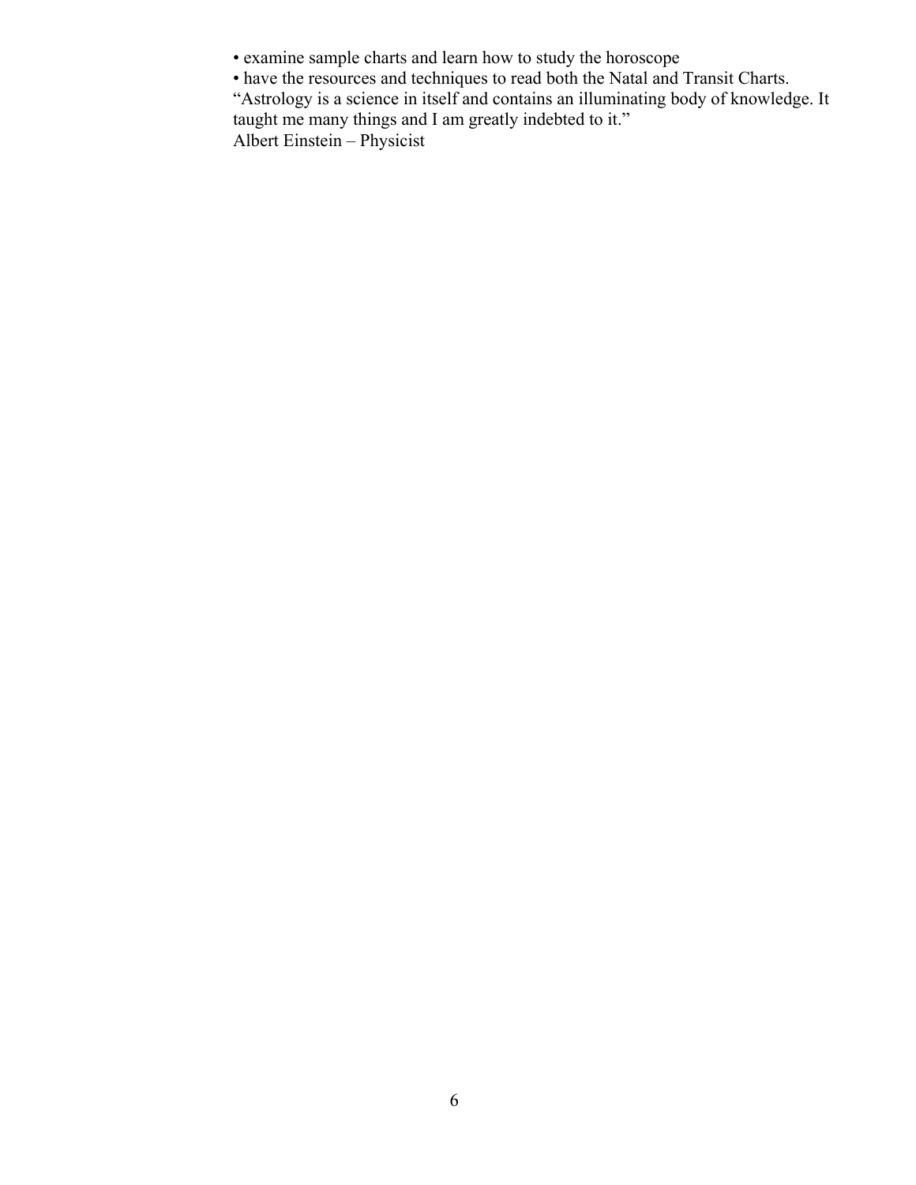- examine sample charts and learn how to study the horoscope
- have the resources and techniques to read both the Natal and Transit Charts.

"Astrology is a science in itself and contains an illuminating body of knowledge. It taught me many things and I am greatly indebted to it."
Albert Einstein – Physicist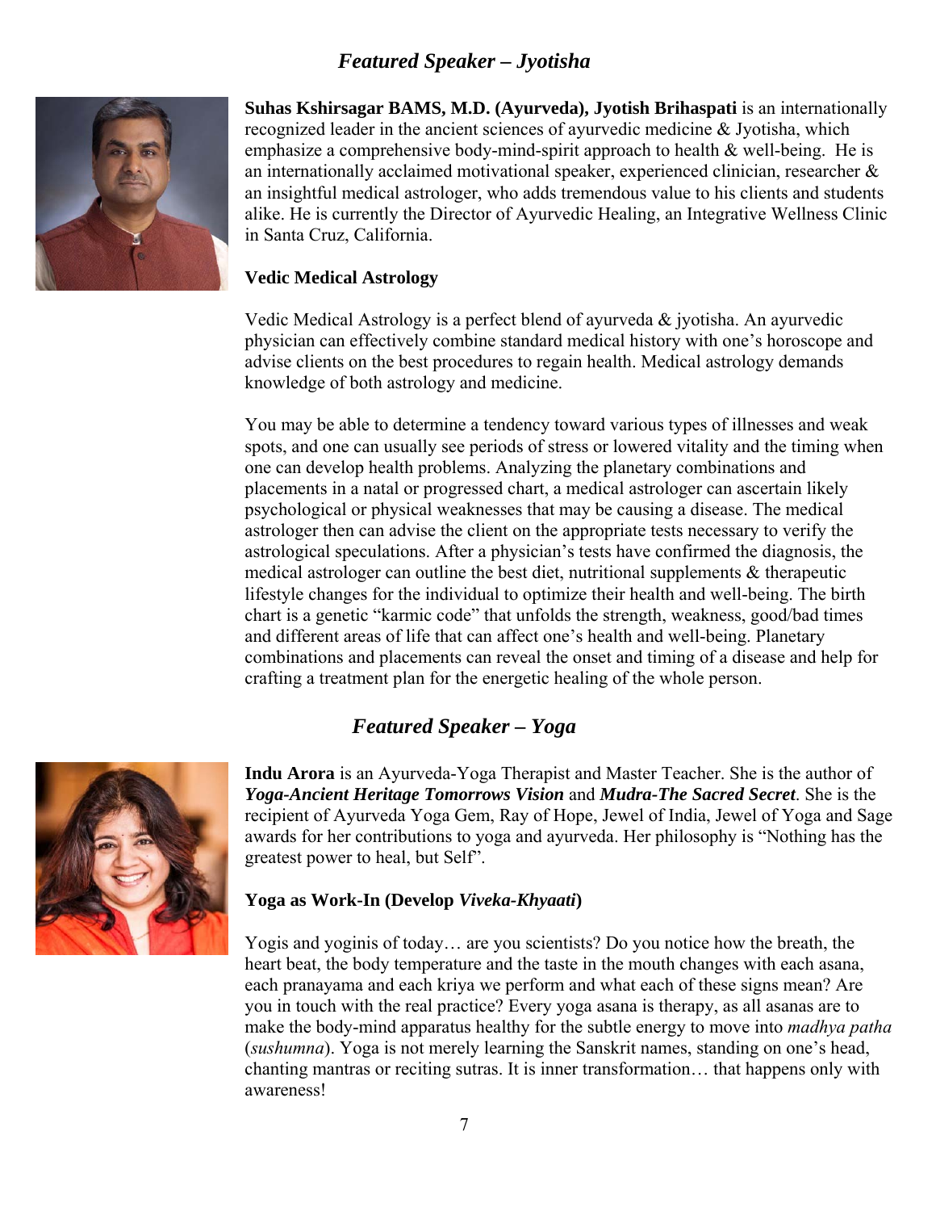## *Featured Speaker – Jyotisha*

**Suhas Kshirsagar BAMS, M.D. (Ayurveda), Jyotish Brihaspati** is an internationally recognized leader in the ancient sciences of ayurvedic medicine & Jyotisha, which emphasize a comprehensive body-mind-spirit approach to health & well-being. He is an internationally acclaimed motivational speaker, experienced clinician, researcher & an insightful medical astrologer, who adds tremendous value to his clients and students alike. He is currently the Director of Ayurvedic Healing, an Integrative Wellness Clinic in Santa Cruz, California.

### Vedic Medical Astrology

Vedic Medical Astrology is a perfect blend of ayurveda & jyotisha. An ayurvedic physician can effectively combine standard medical history with one's horoscope and advise clients on the best procedures to regain health. Medical astrology demands knowledge of both astrology and medicine.

You may be able to determine a tendency toward various types of illnesses and weak spots, and one can usually see periods of stress or lowered vitality and the timing when one can develop health problems. Analyzing the planetary combinations and placements in a natal or progressed chart, a medical astrologer can ascertain likely psychological or physical weaknesses that may be causing a disease. The medical astrologer then can advise the client on the appropriate tests necessary to verify the astrological speculations. After a physician's tests have confirmed the diagnosis, the medical astrologer can outline the best diet, nutritional supplements & therapeutic lifestyle changes for the individual to optimize their health and well-being. The birth chart is a genetic "karmic code" that unfolds the strength, weakness, good/bad times and different areas of life that can affect one's health and well-being. Planetary combinations and placements can reveal the onset and timing of a disease and help for crafting a treatment plan for the energetic healing of the whole person.

## *Featured Speaker – Yoga*

**Indu Arora** is an Ayurveda-Yoga Therapist and Master Teacher. She is the author of ***Yoga-Ancient Heritage Tomorrows Vision*** and ***Mudra-The Sacred Secret***. She is the recipient of Ayurveda Yoga Gem, Ray of Hope, Jewel of India, Jewel of Yoga and Sage awards for her contributions to yoga and ayurveda. Her philosophy is "Nothing has the greatest power to heal, but Self".

### Yoga as Work-In (Develop *Viveka-Khyaati*)

Yogis and yoginis of today… are you scientists? Do you notice how the breath, the heart beat, the body temperature and the taste in the mouth changes with each asana, each pranayama and each kriya we perform and what each of these signs mean? Are you in touch with the real practice? Every yoga asana is therapy, as all asanas are to make the body-mind apparatus healthy for the subtle energy to move into *madhya patha* (*sushumna*). Yoga is not merely learning the Sanskrit names, standing on one's head, chanting mantras or reciting sutras. It is inner transformation… that happens only with awareness!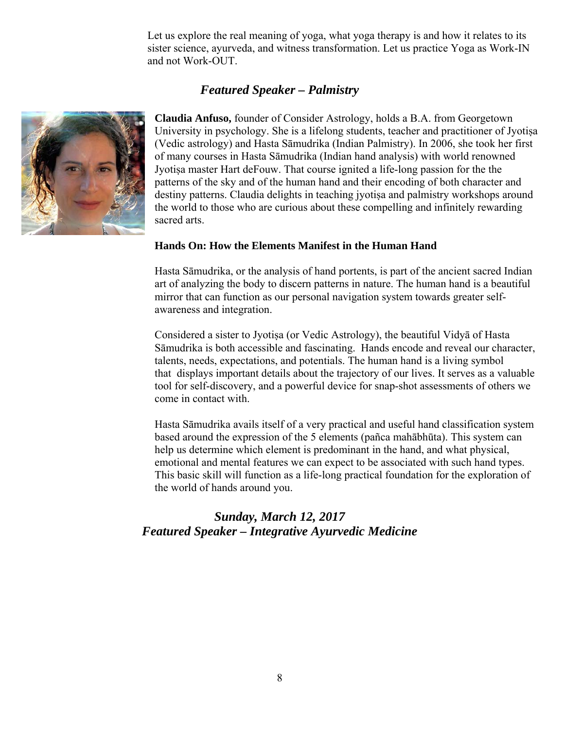Let us explore the real meaning of yoga, what yoga therapy is and how it relates to its sister science, ayurveda, and witness transformation. Let us practice Yoga as Work-IN and not Work-OUT.

### *Featured Speaker – Palmistry*

**Claudia Anfuso,** founder of Consider Astrology, holds a B.A. from Georgetown University in psychology. She is a lifelong students, teacher and practitioner of Jyotiṣa (Vedic astrology) and Hasta Sāmudrika (Indian Palmistry). In 2006, she took her first of many courses in Hasta Sāmudrika (Indian hand analysis) with world renowned Jyotiṣa master Hart deFouw. That course ignited a life-long passion for the the patterns of the sky and of the human hand and their encoding of both character and destiny patterns. Claudia delights in teaching jyotiṣa and palmistry workshops around the world to those who are curious about these compelling and infinitely rewarding sacred arts.

**Hands On: How the Elements Manifest in the Human Hand**

Hasta Sāmudrika, or the analysis of hand portents, is part of the ancient sacred Indian art of analyzing the body to discern patterns in nature. The human hand is a beautiful mirror that can function as our personal navigation system towards greater self-awareness and integration.

Considered a sister to Jyotiṣa (or Vedic Astrology), the beautiful Vidyā of Hasta Sāmudrika is both accessible and fascinating. Hands encode and reveal our character, talents, needs, expectations, and potentials. The human hand is a living symbol that displays important details about the trajectory of our lives. It serves as a valuable tool for self-discovery, and a powerful device for snap-shot assessments of others we come in contact with.

Hasta Sāmudrika avails itself of a very practical and useful hand classification system based around the expression of the 5 elements (pañca mahābhūta). This system can help us determine which element is predominant in the hand, and what physical, emotional and mental features we can expect to be associated with such hand types. This basic skill will function as a life-long practical foundation for the exploration of the world of hands around you.

### *Sunday, March 12, 2017*
### *Featured Speaker – Integrative Ayurvedic Medicine*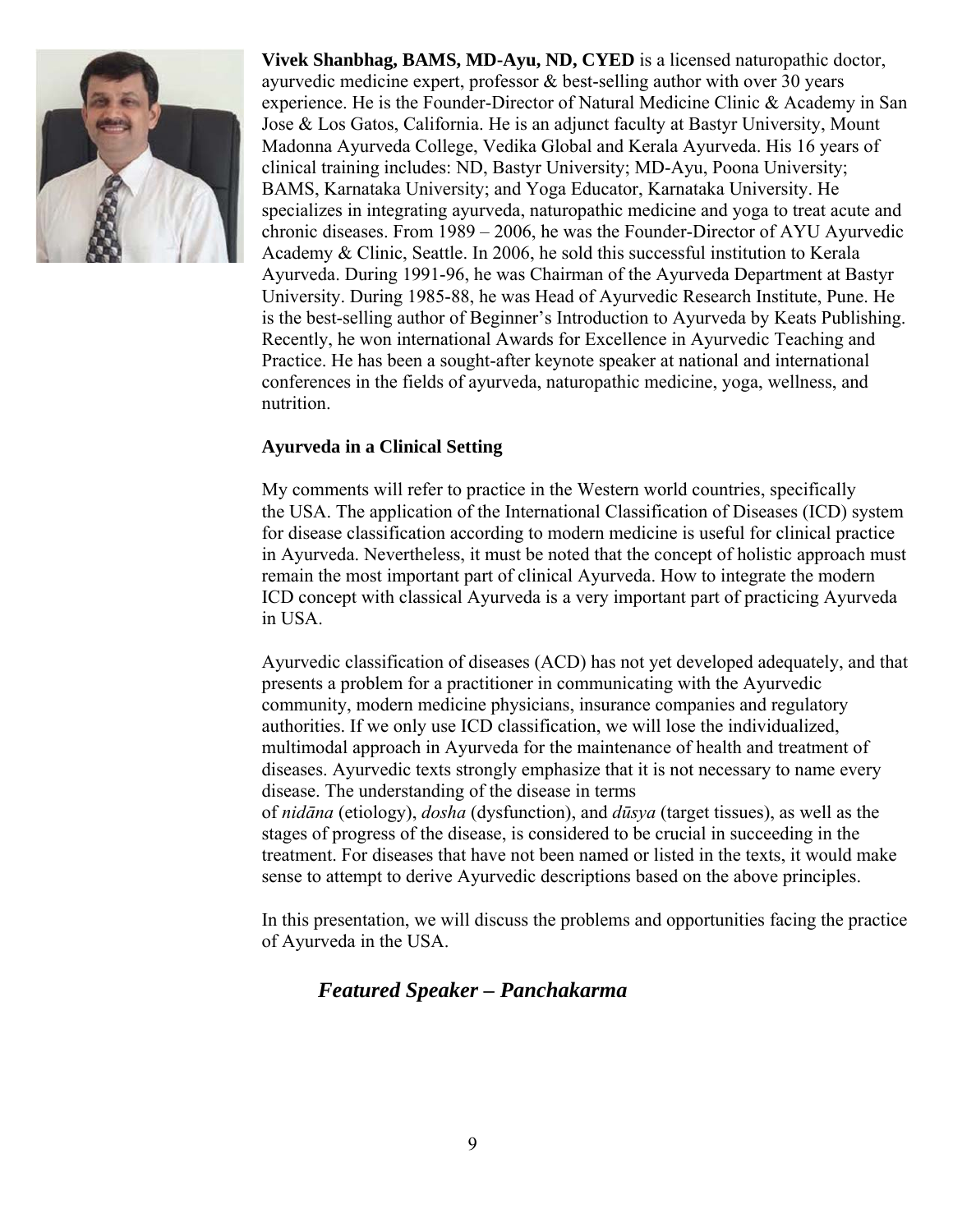**Vivek Shanbhag, BAMS, MD-Ayu, ND, CYED** is a licensed naturopathic doctor, ayurvedic medicine expert, professor & best-selling author with over 30 years experience. He is the Founder-Director of Natural Medicine Clinic & Academy in San Jose & Los Gatos, California. He is an adjunct faculty at Bastyr University, Mount Madonna Ayurveda College, Vedika Global and Kerala Ayurveda. His 16 years of clinical training includes: ND, Bastyr University; MD-Ayu, Poona University; BAMS, Karnataka University; and Yoga Educator, Karnataka University. He specializes in integrating ayurveda, naturopathic medicine and yoga to treat acute and chronic diseases. From 1989 – 2006, he was the Founder-Director of AYU Ayurvedic Academy & Clinic, Seattle. In 2006, he sold this successful institution to Kerala Ayurveda. During 1991-96, he was Chairman of the Ayurveda Department at Bastyr University. During 1985-88, he was Head of Ayurvedic Research Institute, Pune. He is the best-selling author of Beginner's Introduction to Ayurveda by Keats Publishing. Recently, he won international Awards for Excellence in Ayurvedic Teaching and Practice. He has been a sought-after keynote speaker at national and international conferences in the fields of ayurveda, naturopathic medicine, yoga, wellness, and nutrition.

**Ayurveda in a Clinical Setting**

My comments will refer to practice in the Western world countries, specifically the USA. The application of the International Classification of Diseases (ICD) system for disease classification according to modern medicine is useful for clinical practice in Ayurveda. Nevertheless, it must be noted that the concept of holistic approach must remain the most important part of clinical Ayurveda. How to integrate the modern ICD concept with classical Ayurveda is a very important part of practicing Ayurveda in USA.

Ayurvedic classification of diseases (ACD) has not yet developed adequately, and that presents a problem for a practitioner in communicating with the Ayurvedic community, modern medicine physicians, insurance companies and regulatory authorities. If we only use ICD classification, we will lose the individualized, multimodal approach in Ayurveda for the maintenance of health and treatment of diseases. Ayurvedic texts strongly emphasize that it is not necessary to name every disease. The understanding of the disease in terms of *nidāna* (etiology), *dosha* (dysfunction), and *dūsya* (target tissues), as well as the stages of progress of the disease, is considered to be crucial in succeeding in the treatment. For diseases that have not been named or listed in the texts, it would make sense to attempt to derive Ayurvedic descriptions based on the above principles.

In this presentation, we will discuss the problems and opportunities facing the practice of Ayurveda in the USA.

## *Featured Speaker – Panchakarma*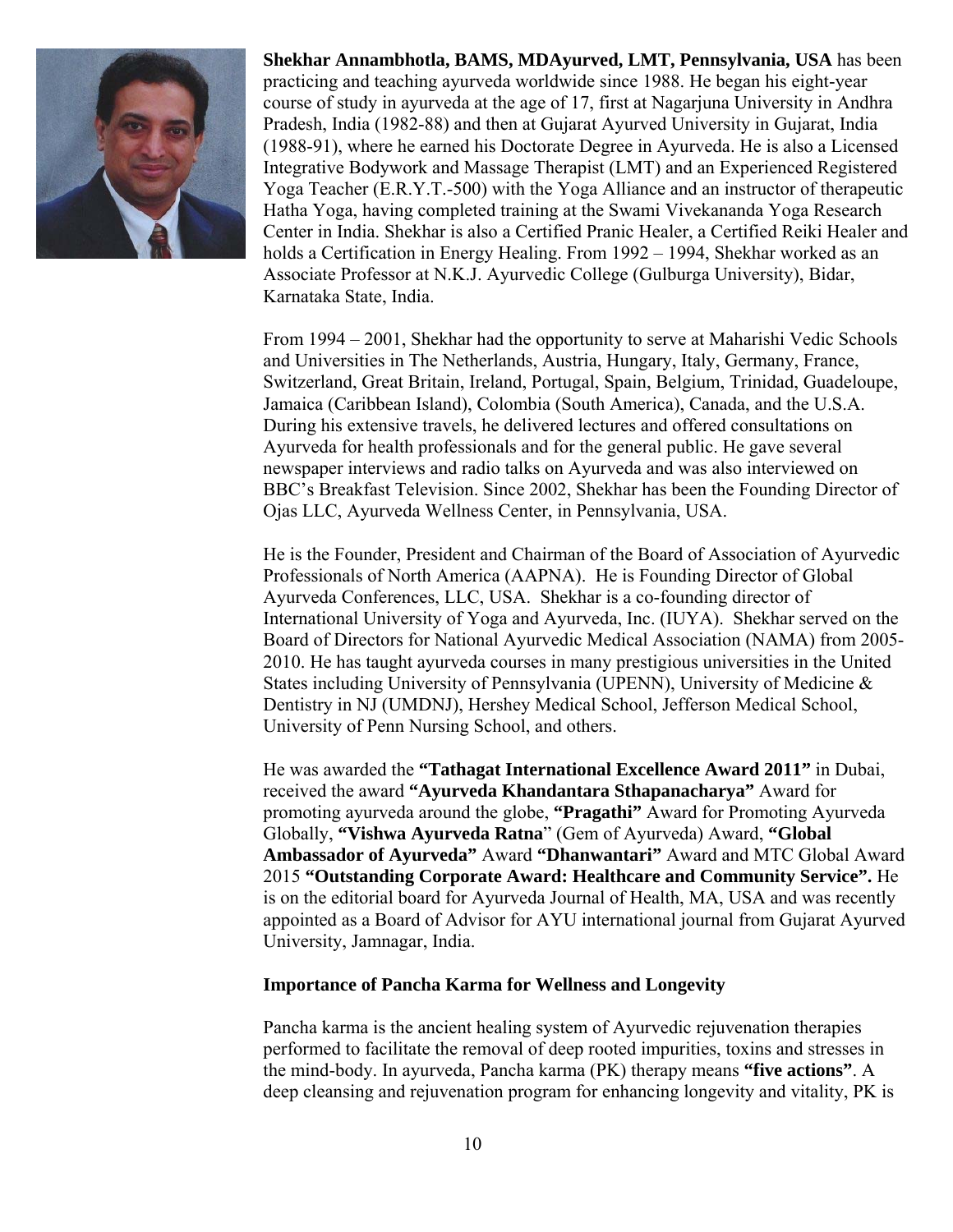**Shekhar Annambhotla, BAMS, MDAyurved, LMT, Pennsylvania, USA** has been practicing and teaching ayurveda worldwide since 1988. He began his eight-year course of study in ayurveda at the age of 17, first at Nagarjuna University in Andhra Pradesh, India (1982-88) and then at Gujarat Ayurved University in Gujarat, India (1988-91), where he earned his Doctorate Degree in Ayurveda. He is also a Licensed Integrative Bodywork and Massage Therapist (LMT) and an Experienced Registered Yoga Teacher (E.R.Y.T.-500) with the Yoga Alliance and an instructor of therapeutic Hatha Yoga, having completed training at the Swami Vivekananda Yoga Research Center in India. Shekhar is also a Certified Pranic Healer, a Certified Reiki Healer and holds a Certification in Energy Healing. From 1992 – 1994, Shekhar worked as an Associate Professor at N.K.J. Ayurvedic College (Gulburga University), Bidar, Karnataka State, India.

From 1994 – 2001, Shekhar had the opportunity to serve at Maharishi Vedic Schools and Universities in The Netherlands, Austria, Hungary, Italy, Germany, France, Switzerland, Great Britain, Ireland, Portugal, Spain, Belgium, Trinidad, Guadeloupe, Jamaica (Caribbean Island), Colombia (South America), Canada, and the U.S.A. During his extensive travels, he delivered lectures and offered consultations on Ayurveda for health professionals and for the general public. He gave several newspaper interviews and radio talks on Ayurveda and was also interviewed on BBC's Breakfast Television. Since 2002, Shekhar has been the Founding Director of Ojas LLC, Ayurveda Wellness Center, in Pennsylvania, USA.

He is the Founder, President and Chairman of the Board of Association of Ayurvedic Professionals of North America (AAPNA). He is Founding Director of Global Ayurveda Conferences, LLC, USA. Shekhar is a co-founding director of International University of Yoga and Ayurveda, Inc. (IUYA). Shekhar served on the Board of Directors for National Ayurvedic Medical Association (NAMA) from 2005-2010. He has taught ayurveda courses in many prestigious universities in the United States including University of Pennsylvania (UPENN), University of Medicine & Dentistry in NJ (UMDNJ), Hershey Medical School, Jefferson Medical School, University of Penn Nursing School, and others.

He was awarded the **"Tathagat International Excellence Award 2011"** in Dubai, received the award **"Ayurveda Khandantara Sthapanacharya"** Award for promoting ayurveda around the globe, **"Pragathi"** Award for Promoting Ayurveda Globally, **"Vishwa Ayurveda Ratna**" (Gem of Ayurveda) Award, **"Global Ambassador of Ayurveda"** Award **"Dhanwantari"** Award and MTC Global Award 2015 **"Outstanding Corporate Award: Healthcare and Community Service".** He is on the editorial board for Ayurveda Journal of Health, MA, USA and was recently appointed as a Board of Advisor for AYU international journal from Gujarat Ayurved University, Jamnagar, India.

**Importance of Pancha Karma for Wellness and Longevity**

Pancha karma is the ancient healing system of Ayurvedic rejuvenation therapies performed to facilitate the removal of deep rooted impurities, toxins and stresses in the mind-body. In ayurveda, Pancha karma (PK) therapy means **"five actions"**. A deep cleansing and rejuvenation program for enhancing longevity and vitality, PK is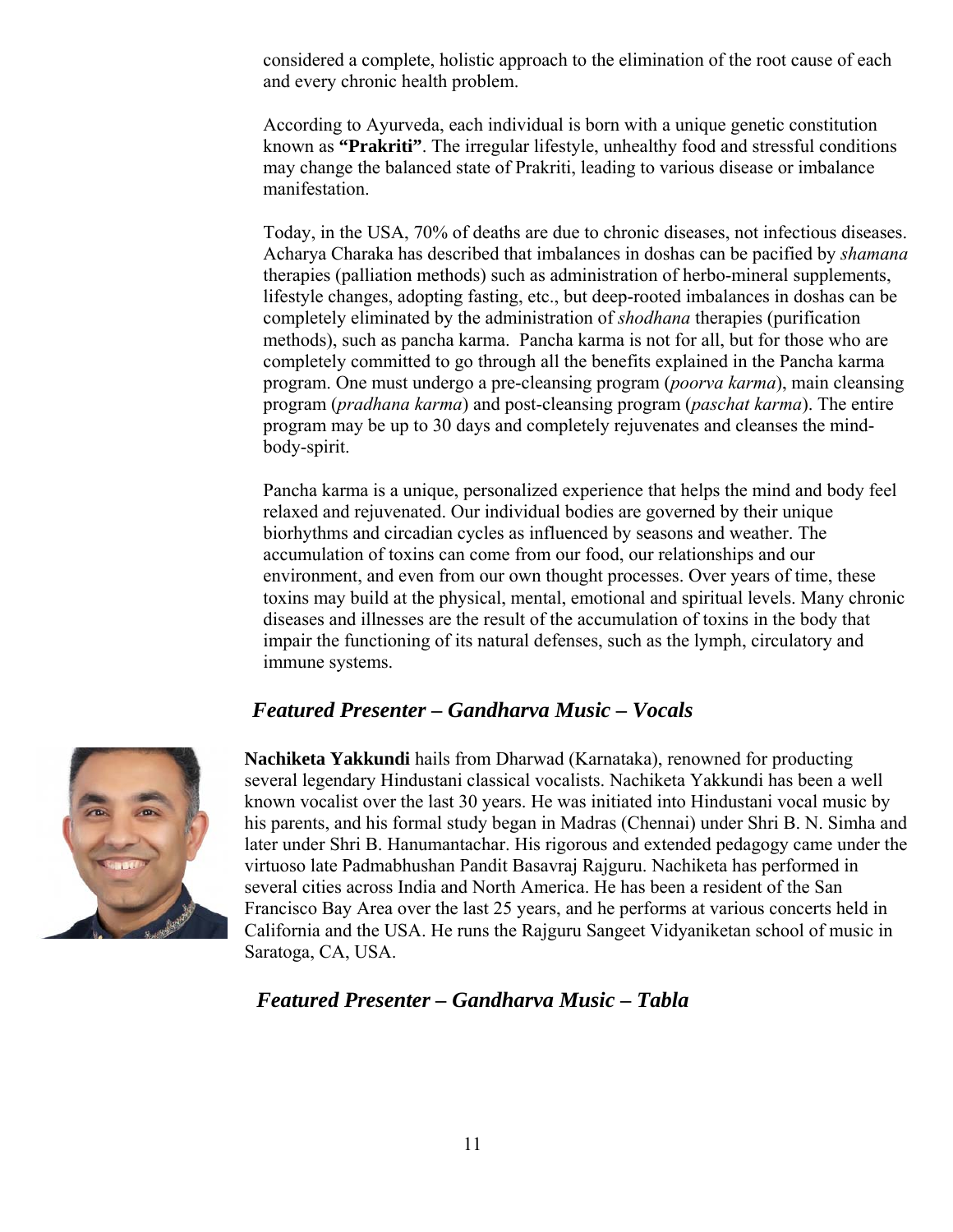considered a complete, holistic approach to the elimination of the root cause of each and every chronic health problem.

According to Ayurveda, each individual is born with a unique genetic constitution known as **"Prakriti"**. The irregular lifestyle, unhealthy food and stressful conditions may change the balanced state of Prakriti, leading to various disease or imbalance manifestation.

Today, in the USA, 70% of deaths are due to chronic diseases, not infectious diseases. Acharya Charaka has described that imbalances in doshas can be pacified by *shamana* therapies (palliation methods) such as administration of herbo-mineral supplements, lifestyle changes, adopting fasting, etc., but deep-rooted imbalances in doshas can be completely eliminated by the administration of *shodhana* therapies (purification methods), such as pancha karma. Pancha karma is not for all, but for those who are completely committed to go through all the benefits explained in the Pancha karma program. One must undergo a pre-cleansing program (*poorva karma*), main cleansing program (*pradhana karma*) and post-cleansing program (*paschat karma*). The entire program may be up to 30 days and completely rejuvenates and cleanses the mind-body-spirit.

Pancha karma is a unique, personalized experience that helps the mind and body feel relaxed and rejuvenated. Our individual bodies are governed by their unique biorhythms and circadian cycles as influenced by seasons and weather. The accumulation of toxins can come from our food, our relationships and our environment, and even from our own thought processes. Over years of time, these toxins may build at the physical, mental, emotional and spiritual levels. Many chronic diseases and illnesses are the result of the accumulation of toxins in the body that impair the functioning of its natural defenses, such as the lymph, circulatory and immune systems.

### *Featured Presenter – Gandharva Music – Vocals*

**Nachiketa Yakkundi** hails from Dharwad (Karnataka), renowned for producting several legendary Hindustani classical vocalists. Nachiketa Yakkundi has been a well known vocalist over the last 30 years. He was initiated into Hindustani vocal music by his parents, and his formal study began in Madras (Chennai) under Shri B. N. Simha and later under Shri B. Hanumantachar. His rigorous and extended pedagogy came under the virtuoso late Padmabhushan Pandit Basavraj Rajguru. Nachiketa has performed in several cities across India and North America. He has been a resident of the San Francisco Bay Area over the last 25 years, and he performs at various concerts held in California and the USA. He runs the Rajguru Sangeet Vidyaniketan school of music in Saratoga, CA, USA.

### *Featured Presenter – Gandharva Music – Tabla*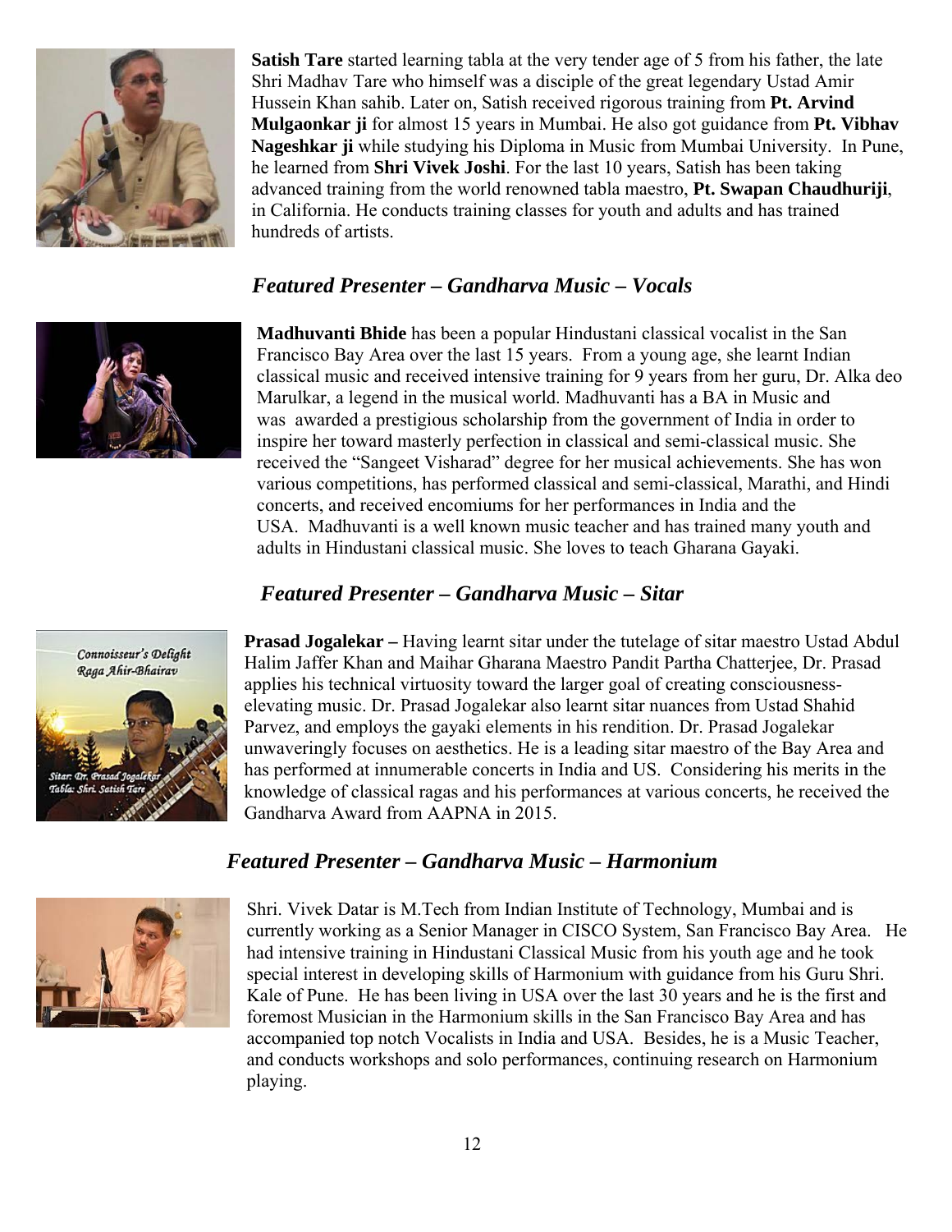**Satish Tare** started learning tabla at the very tender age of 5 from his father, the late Shri Madhav Tare who himself was a disciple of the great legendary Ustad Amir Hussein Khan sahib. Later on, Satish received rigorous training from **Pt. Arvind Mulgaonkar ji** for almost 15 years in Mumbai. He also got guidance from **Pt. Vibhav Nageshkar ji** while studying his Diploma in Music from Mumbai University. In Pune, he learned from **Shri Vivek Joshi**. For the last 10 years, Satish has been taking advanced training from the world renowned tabla maestro, **Pt. Swapan Chaudhuriji**, in California. He conducts training classes for youth and adults and has trained hundreds of artists.

### *Featured Presenter – Gandharva Music – Vocals*

**Madhuvanti Bhide** has been a popular Hindustani classical vocalist in the San Francisco Bay Area over the last 15 years. From a young age, she learnt Indian classical music and received intensive training for 9 years from her guru, Dr. Alka deo Marulkar, a legend in the musical world. Madhuvanti has a BA in Music and was awarded a prestigious scholarship from the government of India in order to inspire her toward masterly perfection in classical and semi-classical music. She received the "Sangeet Visharad" degree for her musical achievements. She has won various competitions, has performed classical and semi-classical, Marathi, and Hindi concerts, and received encomiums for her performances in India and the USA. Madhuvanti is a well known music teacher and has trained many youth and adults in Hindustani classical music. She loves to teach Gharana Gayaki.

### *Featured Presenter – Gandharva Music – Sitar*

**Prasad Jogalekar –** Having learnt sitar under the tutelage of sitar maestro Ustad Abdul Halim Jaffer Khan and Maihar Gharana Maestro Pandit Partha Chatterjee, Dr. Prasad applies his technical virtuosity toward the larger goal of creating consciousness-elevating music. Dr. Prasad Jogalekar also learnt sitar nuances from Ustad Shahid Parvez, and employs the gayaki elements in his rendition. Dr. Prasad Jogalekar unwaveringly focuses on aesthetics. He is a leading sitar maestro of the Bay Area and has performed at innumerable concerts in India and US. Considering his merits in the knowledge of classical ragas and his performances at various concerts, he received the Gandharva Award from AAPNA in 2015.

### *Featured Presenter – Gandharva Music – Harmonium*

Shri. Vivek Datar is M.Tech from Indian Institute of Technology, Mumbai and is currently working as a Senior Manager in CISCO System, San Francisco Bay Area. He had intensive training in Hindustani Classical Music from his youth age and he took special interest in developing skills of Harmonium with guidance from his Guru Shri. Kale of Pune. He has been living in USA over the last 30 years and he is the first and foremost Musician in the Harmonium skills in the San Francisco Bay Area and has accompanied top notch Vocalists in India and USA. Besides, he is a Music Teacher, and conducts workshops and solo performances, continuing research on Harmonium playing.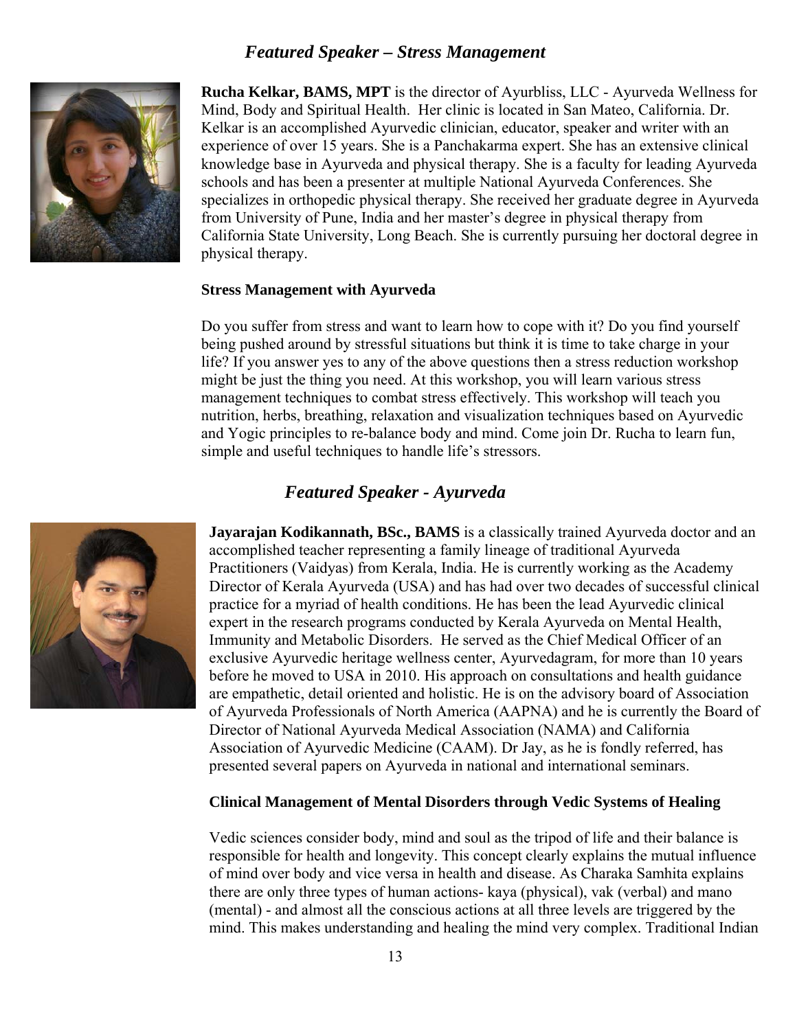## *Featured Speaker – Stress Management*

**Rucha Kelkar, BAMS, MPT** is the director of Ayurbliss, LLC - Ayurveda Wellness for Mind, Body and Spiritual Health. Her clinic is located in San Mateo, California. Dr. Kelkar is an accomplished Ayurvedic clinician, educator, speaker and writer with an experience of over 15 years. She is a Panchakarma expert. She has an extensive clinical knowledge base in Ayurveda and physical therapy. She is a faculty for leading Ayurveda schools and has been a presenter at multiple National Ayurveda Conferences. She specializes in orthopedic physical therapy. She received her graduate degree in Ayurveda from University of Pune, India and her master's degree in physical therapy from California State University, Long Beach. She is currently pursuing her doctoral degree in physical therapy.

### Stress Management with Ayurveda

Do you suffer from stress and want to learn how to cope with it? Do you find yourself being pushed around by stressful situations but think it is time to take charge in your life? If you answer yes to any of the above questions then a stress reduction workshop might be just the thing you need. At this workshop, you will learn various stress management techniques to combat stress effectively. This workshop will teach you nutrition, herbs, breathing, relaxation and visualization techniques based on Ayurvedic and Yogic principles to re-balance body and mind. Come join Dr. Rucha to learn fun, simple and useful techniques to handle life's stressors.

## *Featured Speaker - Ayurveda*

**Jayarajan Kodikannath, BSc., BAMS** is a classically trained Ayurveda doctor and an accomplished teacher representing a family lineage of traditional Ayurveda Practitioners (Vaidyas) from Kerala, India. He is currently working as the Academy Director of Kerala Ayurveda (USA) and has had over two decades of successful clinical practice for a myriad of health conditions. He has been the lead Ayurvedic clinical expert in the research programs conducted by Kerala Ayurveda on Mental Health, Immunity and Metabolic Disorders. He served as the Chief Medical Officer of an exclusive Ayurvedic heritage wellness center, Ayurvedagram, for more than 10 years before he moved to USA in 2010. His approach on consultations and health guidance are empathetic, detail oriented and holistic. He is on the advisory board of Association of Ayurveda Professionals of North America (AAPNA) and he is currently the Board of Director of National Ayurveda Medical Association (NAMA) and California Association of Ayurvedic Medicine (CAAM). Dr Jay, as he is fondly referred, has presented several papers on Ayurveda in national and international seminars.

### Clinical Management of Mental Disorders through Vedic Systems of Healing

Vedic sciences consider body, mind and soul as the tripod of life and their balance is responsible for health and longevity. This concept clearly explains the mutual influence of mind over body and vice versa in health and disease. As Charaka Samhita explains there are only three types of human actions- kaya (physical), vak (verbal) and mano (mental) - and almost all the conscious actions at all three levels are triggered by the mind. This makes understanding and healing the mind very complex. Traditional Indian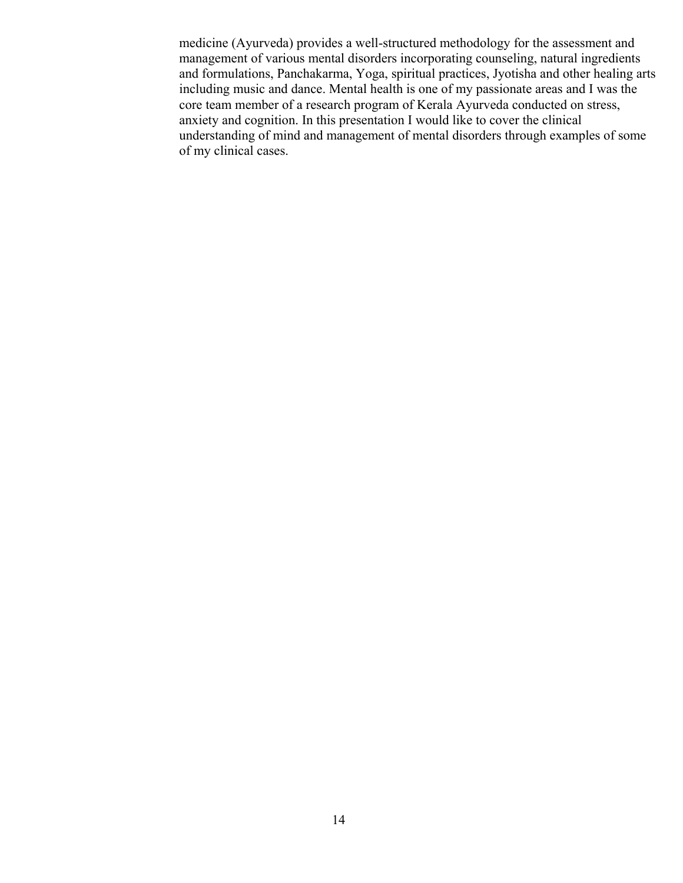medicine (Ayurveda) provides a well-structured methodology for the assessment and management of various mental disorders incorporating counseling, natural ingredients and formulations, Panchakarma, Yoga, spiritual practices, Jyotisha and other healing arts including music and dance. Mental health is one of my passionate areas and I was the core team member of a research program of Kerala Ayurveda conducted on stress, anxiety and cognition. In this presentation I would like to cover the clinical understanding of mind and management of mental disorders through examples of some of my clinical cases.